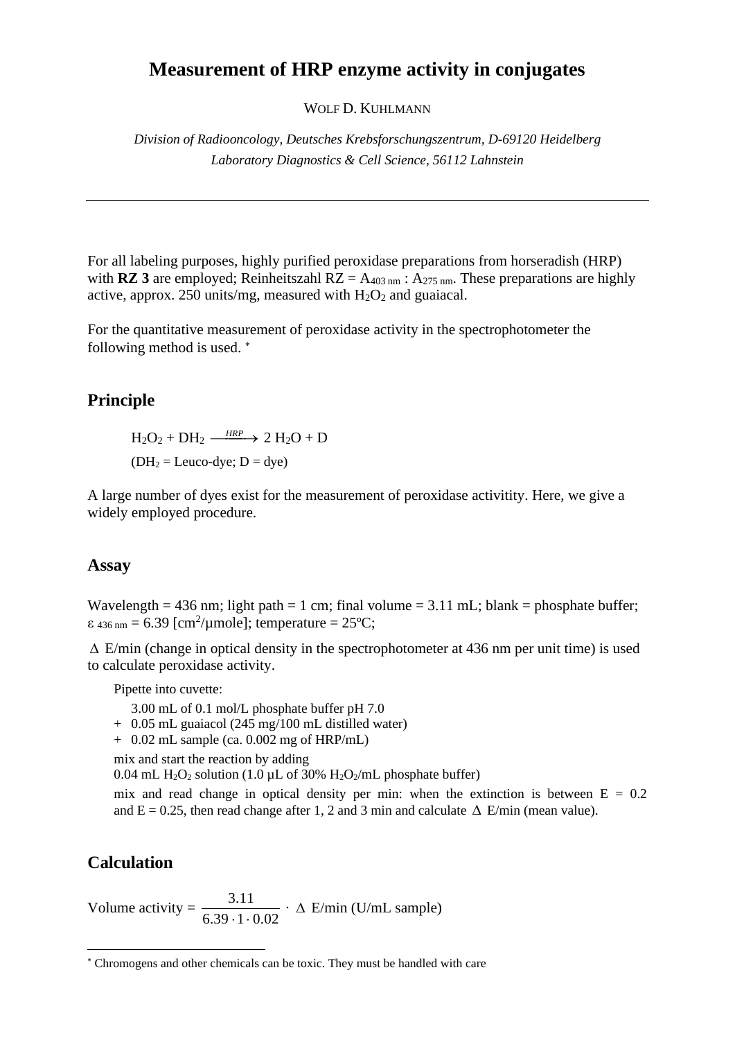# Measurement of HRP enzyme activity in conjugates

WOLF D. KUHLMANN

*Division of Radiooncology, Deutsches Krebsforschungszentrum, D-69120 Heidelberg*
*Laboratory Diagnostics & Cell Science, 56112 Lahnstein*

---

For all labeling purposes, highly purified peroxidase preparations from horseradish (HRP) with **RZ 3** are employed; Reinheitszahl RZ = $A_{403\ nm} : A_{275\ nm}$. These preparations are highly active, approx. 250 units/mg, measured with $H_2O_2$ and guaiacal.

For the quantitative measurement of peroxidase activity in the spectrophotometer the following method is used. *

## Principle

$$H_2O_2 + DH_2 \xrightarrow{HRP} 2\ H_2O + D$$

($DH_2$ = Leuco-dye; D = dye)

A large number of dyes exist for the measurement of peroxidase activitity. Here, we give a widely employed procedure.

## Assay

Wavelength = 436 nm; light path = 1 cm; final volume = 3.11 mL; blank = phosphate buffer; $\varepsilon_{436\ nm} = 6.39$ [$cm^2$/µmole]; temperature = 25ºC;

$\Delta$ E/min (change in optical density in the spectrophotometer at 436 nm per unit time) is used to calculate peroxidase activity.

Pipette into cuvette:

3.00 mL of 0.1 mol/L phosphate buffer pH 7.0
\+ 0.05 mL guaiacol (245 mg/100 mL distilled water)
\+ 0.02 mL sample (ca. 0.002 mg of HRP/mL)

mix and start the reaction by adding
0.04 mL $H_2O_2$ solution (1.0 µL of 30% $H_2O_2$/mL phosphate buffer)

mix and read change in optical density per min: when the extinction is between E = 0.2 and E = 0.25, then read change after 1, 2 and 3 min and calculate $\Delta$ E/min (mean value).

## Calculation

$$\text{Volume activity} = \frac{3.11}{6.39 \cdot 1 \cdot 0.02} \cdot \Delta \text{ E/min (U/mL sample)}$$

---

* Chromogens and other chemicals can be toxic. They must be handled with care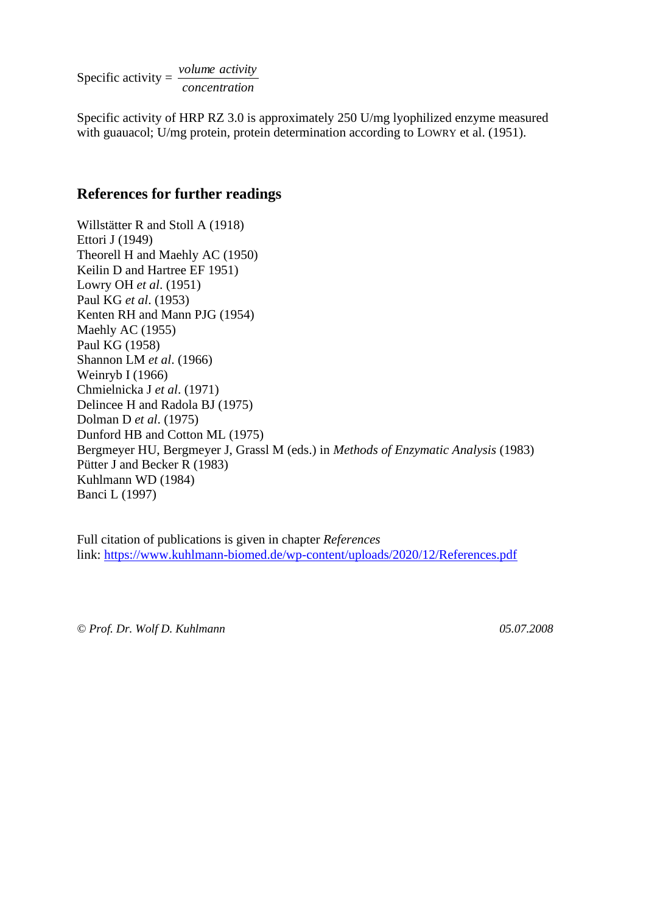$$\text{Specific activity} = \frac{\textit{volume activity}}{\textit{concentration}}$$

Specific activity of HRP RZ 3.0 is approximately 250 U/mg lyophilized enzyme measured with guauacol; U/mg protein, protein determination according to LOWRY et al. (1951).

## References for further readings

Willstätter R and Stoll A (1918)
Ettori J (1949)
Theorell H and Maehly AC (1950)
Keilin D and Hartree EF 1951)
Lowry OH *et al*. (1951)
Paul KG *et al*. (1953)
Kenten RH and Mann PJG (1954)
Maehly AC (1955)
Paul KG (1958)
Shannon LM *et al*. (1966)
Weinryb I (1966)
Chmielnicka J *et al*. (1971)
Delincee H and Radola BJ (1975)
Dolman D *et al*. (1975)
Dunford HB and Cotton ML (1975)
Bergmeyer HU, Bergmeyer J, Grassl M (eds.) in *Methods of Enzymatic Analysis* (1983)
Pütter J and Becker R (1983)
Kuhlmann WD (1984)
Banci L (1997)

Full citation of publications is given in chapter *References*
link: https://www.kuhlmann-biomed.de/wp-content/uploads/2020/12/References.pdf

*© Prof. Dr. Wolf D. Kuhlmann* *05.07.2008*